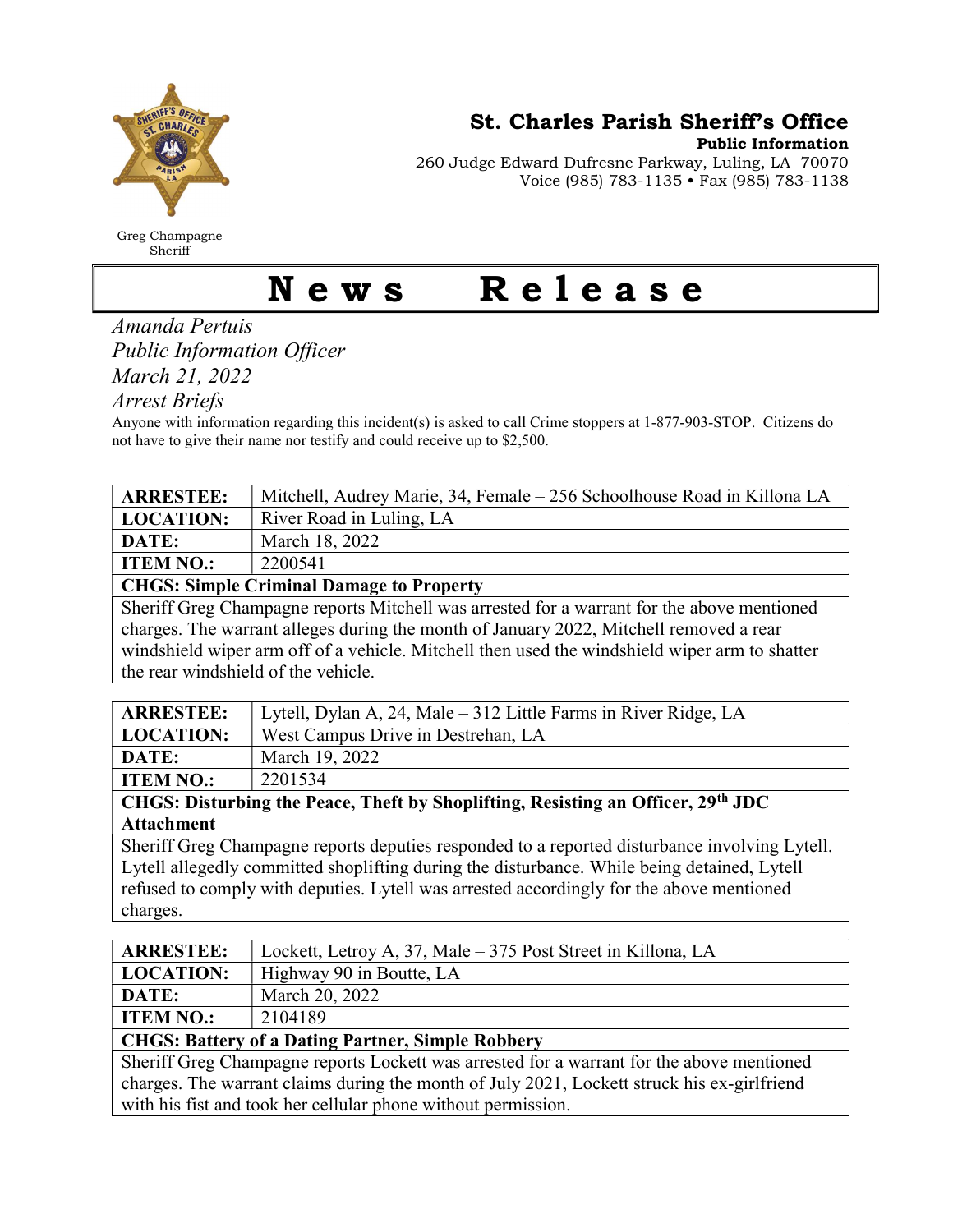Greg Champagne
Sheriff

# St. Charles Parish Sheriff's Office

**Public Information**

260 Judge Edward Dufresne Parkway, Luling, LA 70070
Voice (985) 783-1135 • Fax (985) 783-1138

# News Release

*Amanda Pertuis*
*Public Information Officer*
*March 21, 2022*
*Arrest Briefs*

Anyone with information regarding this incident(s) is asked to call Crime stoppers at 1-877-903-STOP. Citizens do not have to give their name nor testify and could receive up to $2,500.

| **ARRESTEE:** | Mitchell, Audrey Marie, 34, Female – 256 Schoolhouse Road in Killona LA |
|---|---|
| **LOCATION:** | River Road in Luling, LA |
| **DATE:** | March 18, 2022 |
| **ITEM NO.:** | 2200541 |
| **CHGS: Simple Criminal Damage to Property** | |
| Sheriff Greg Champagne reports Mitchell was arrested for a warrant for the above mentioned charges. The warrant alleges during the month of January 2022, Mitchell removed a rear windshield wiper arm off of a vehicle. Mitchell then used the windshield wiper arm to shatter the rear windshield of the vehicle. | |

| **ARRESTEE:** | Lytell, Dylan A, 24, Male – 312 Little Farms in River Ridge, LA |
|---|---|
| **LOCATION:** | West Campus Drive in Destrehan, LA |
| **DATE:** | March 19, 2022 |
| **ITEM NO.:** | 2201534 |
| **CHGS: Disturbing the Peace, Theft by Shoplifting, Resisting an Officer, 29th JDC Attachment** | |
| Sheriff Greg Champagne reports deputies responded to a reported disturbance involving Lytell. Lytell allegedly committed shoplifting during the disturbance. While being detained, Lytell refused to comply with deputies. Lytell was arrested accordingly for the above mentioned charges. | |

| **ARRESTEE:** | Lockett, Letroy A, 37, Male – 375 Post Street in Killona, LA |
|---|---|
| **LOCATION:** | Highway 90 in Boutte, LA |
| **DATE:** | March 20, 2022 |
| **ITEM NO.:** | 2104189 |
| **CHGS: Battery of a Dating Partner, Simple Robbery** | |
| Sheriff Greg Champagne reports Lockett was arrested for a warrant for the above mentioned charges. The warrant claims during the month of July 2021, Lockett struck his ex-girlfriend with his fist and took her cellular phone without permission. | |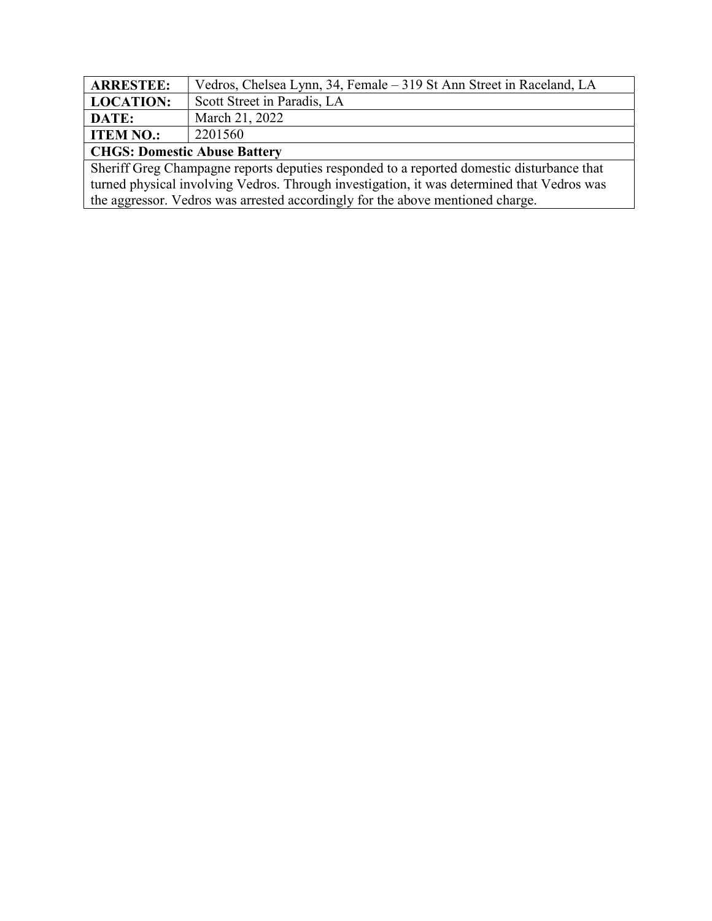| | |
|---|---|
| **ARRESTEE:** | Vedros, Chelsea Lynn, 34, Female – 319 St Ann Street in Raceland, LA |
| **LOCATION:** | Scott Street in Paradis, LA |
| **DATE:** | March 21, 2022 |
| **ITEM NO.:** | 2201560 |
| **CHGS: Domestic Abuse Battery** | |
| Sheriff Greg Champagne reports deputies responded to a reported domestic disturbance that turned physical involving Vedros. Through investigation, it was determined that Vedros was the aggressor. Vedros was arrested accordingly for the above mentioned charge. | |